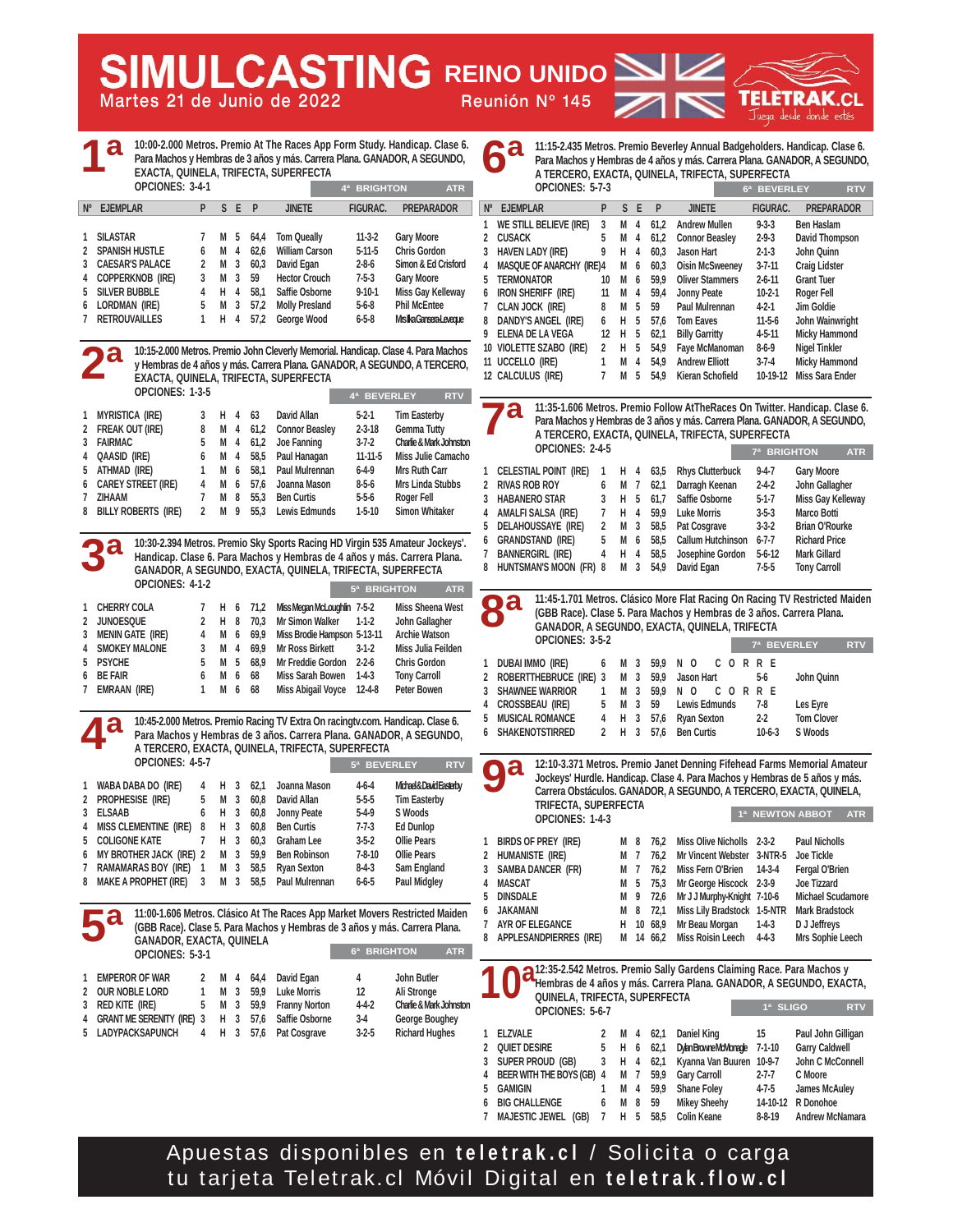# SIMULCASTING REINO UNIDO

Martes 21 de Junio de 2022 — Reunión Nº 145

TELETRAK.CL — Juega desde donde estés

## 1ª

10:00-2.000 Metros. Premio At The Races App Form Study. Handicap. Clase 6. Para Machos y Hembras de 3 años y más. Carrera Plana. GANADOR, A SEGUNDO, EXACTA, QUINELA, TRIFECTA, SUPERFECTA

OPCIONES: 3-4-1 — 4ª BRIGHTON — ATR

| Nº | EJEMPLAR | P | S | E | P | JINETE | FIGURAC. | PREPARADOR |
|---|---|---|---|---|---|---|---|---|
| 1 | SILASTAR | 7 | M | 5 | 64,4 | Tom Queally | 11-3-2 | Gary Moore |
| 2 | SPANISH HUSTLE | 6 | M | 4 | 62,6 | William Carson | 5-11-5 | Chris Gordon |
| 3 | CAESAR'S PALACE | 2 | M | 3 | 60,3 | David Egan | 2-8-6 | Simon & Ed Crisford |
| 4 | COPPERKNOB (IRE) | 3 | M | 3 | 59 | Hector Crouch | 7-5-3 | Gary Moore |
| 5 | SILVER BUBBLE | 4 | H | 4 | 58,1 | Saffie Osborne | 9-10-1 | Miss Gay Kelleway |
| 6 | LORDMAN (IRE) | 5 | M | 3 | 57,2 | Molly Presland | 5-6-8 | Phil McEntee |
| 7 | RETROUVAILLES | 1 | H | 4 | 57,2 | George Wood | 6-5-8 | Ms Ilka Gansera-Leveque |

## 2ª

10:15-2.000 Metros. Premio John Cleverly Memorial. Handicap. Clase 4. Para Machos y Hembras de 4 años y más. Carrera Plana. GANADOR, A SEGUNDO, A TERCERO, EXACTA, QUINELA, TRIFECTA, SUPERFECTA

OPCIONES: 1-3-5 — 4ª BEVERLEY — RTV

| Nº | EJEMPLAR | P | S | E | P | JINETE | FIGURAC. | PREPARADOR |
|---|---|---|---|---|---|---|---|---|
| 1 | MYRISTICA (IRE) | 3 | H | 4 | 63 | David Allan | 5-2-1 | Tim Easterby |
| 2 | FREAK OUT (IRE) | 8 | M | 4 | 61,2 | Connor Beasley | 2-3-18 | Gemma Tutty |
| 3 | FAIRMAC | 5 | M | 4 | 61,2 | Joe Fanning | 3-7-2 | Charlie & Mark Johnston |
| 4 | QAASID (IRE) | 6 | M | 4 | 58,5 | Paul Hanagan | 11-11-5 | Miss Julie Camacho |
| 5 | ATHMAD (IRE) | 1 | M | 6 | 58,1 | Paul Mulrennan | 6-4-9 | Mrs Ruth Carr |
| 6 | CAREY STREET (IRE) | 4 | M | 6 | 57,6 | Joanna Mason | 8-5-6 | Mrs Linda Stubbs |
| 7 | ZIHAAM | 7 | M | 8 | 55,3 | Ben Curtis | 5-5-6 | Roger Fell |
| 8 | BILLY ROBERTS (IRE) | 2 | M | 9 | 55,3 | Lewis Edmunds | 1-5-10 | Simon Whitaker |

## 3ª

10:30-2.394 Metros. Premio Sky Sports Racing HD Virgin 535 Amateur Jockeys'. Handicap. Clase 6. Para Machos y Hembras de 4 años y más. Carrera Plana. GANADOR, A SEGUNDO, EXACTA, QUINELA, TRIFECTA, SUPERFECTA

OPCIONES: 4-1-2 — 5ª BRIGHTON — ATR

| Nº | EJEMPLAR | P | S | E | P | JINETE | FIGURAC. | PREPARADOR |
|---|---|---|---|---|---|---|---|---|
| 1 | CHERRY COLA | 7 | H | 6 | 71,2 | Miss Megan McLoughlin | 7-5-2 | Miss Sheena West |
| 2 | JUNOESQUE | 2 | H | 8 | 70,3 | Mr Simon Walker | 1-1-2 | John Gallagher |
| 3 | MENIN GATE (IRE) | 4 | M | 6 | 69,9 | Miss Brodie Hampson | 5-13-11 | Archie Watson |
| 4 | SMOKEY MALONE | 3 | M | 6 | 69,9 | Mr Ross Birkett | 3-1-2 | Miss Julia Feilden |
| 5 | PSYCHE | 5 | M | 5 | 68,9 | Mr Freddie Gordon | 2-2-6 | Chris Gordon |
| 6 | BE FAIR | 6 | M | 6 | 68 | Miss Sarah Bowen | 1-4-3 | Tony Carroll |
| 7 | EMRAAN (IRE) | 1 | M | 6 | 68 | Miss Abigail Voyce | 12-4-8 | Peter Bowen |

## 4ª

10:45-2.000 Metros. Premio Racing TV Extra On racingtv.com. Handicap. Clase 6. Para Machos y Hembras de 3 años. Carrera Plana. GANADOR, A SEGUNDO, A TERCERO, EXACTA, QUINELA, TRIFECTA, SUPERFECTA

OPCIONES: 4-5-7 — 5ª BEVERLEY — RTV

| Nº | EJEMPLAR | P | S | E | P | JINETE | FIGURAC. | PREPARADOR |
|---|---|---|---|---|---|---|---|---|
| 1 | WABA DABA DO (IRE) | 4 | H | 3 | 62,1 | Joanna Mason | 4-6-4 | Michael & David Easterby |
| 2 | PROPHESIZE (IRE) | 5 | M | 3 | 60,8 | David Allan | 5-5-5 | Tim Easterby |
| 3 | ELSAAB | 6 | H | 3 | 60,8 | Jonny Peate | 5-4-9 | S Woods |
| 4 | MISS CLEMENTINE (IRE) | 8 | H | 3 | 60,8 | Ben Curtis | 7-7-3 | Ed Dunlop |
| 5 | COLIGONE KATE | 7 | H | 3 | 60,3 | Graham Lee | 3-5-2 | Ollie Pears |
| 6 | MY BROTHER JACK (IRE) | 2 | M | 3 | 59,9 | Ben Robinson | 7-8-10 | Ollie Pears |
| 7 | RAMAMARAS BOY (IRE) | 1 | M | 3 | 58,5 | Ryan Sexton | 8-4-3 | Sam England |
| 8 | MAKE A PROPHET (IRE) | 3 | M | 3 | 58,5 | Paul Mulrennan | 6-6-5 | Paul Midgley |

## 5ª

11:00-1.606 Metros. Clásico At The Races App Market Movers Restricted Maiden (GBR Race). Clase 5. Para Machos y Hembras de 3 años y más. Carrera Plana. GANADOR, EXACTA, QUINELA

OPCIONES: 5-3-1 — 6ª BRIGHTON — ATR

| Nº | EJEMPLAR | P | S | E | P | JINETE | FIGURAC. | PREPARADOR |
|---|---|---|---|---|---|---|---|---|
| 1 | EMPEROR OF WAR | 2 | M | 4 | 64,4 | David Egan | 4 | John Butler |
| 2 | OUR NOBLE LORD | 1 | M | 3 | 59,9 | Luke Morris | 12 | Ali Stronge |
| 3 | RED KITE (IRE) | 5 | M | 3 | 59,9 | Franny Norton | 4-4-2 | Charlie & Mark Johnston |
| 4 | GRANT ME SERENITY (IRE) | 3 | H | 3 | 57,6 | Saffie Osborne | 3-4 | George Boughey |
| 5 | LADYPACKSAPUNCH | 4 | H | 3 | 57,6 | Pat Cosgrave | 3-2-5 | Richard Hughes |

## 6ª

11:15-2.435 Metros. Premio Beverley Annual Badgeholders. Handicap. Clase 6. Para Machos y Hembras de 4 años y más. Carrera Plana. GANADOR, A SEGUNDO, A TERCERO, EXACTA, QUINELA, TRIFECTA, SUPERFECTA

OPCIONES: 5-7-3 — 6ª BEVERLEY — RTV

| Nº | EJEMPLAR | P | S | E | P | JINETE | FIGURAC. | PREPARADOR |
|---|---|---|---|---|---|---|---|---|
| 1 | WE STILL BELIEVE (IRE) | 3 | M | 4 | 61,2 | Andrew Mullen | 9-3-3 | Ben Haslam |
| 2 | CUSACK | 5 | M | 4 | 61,2 | Connor Beasley | 2-9-3 | David Thompson |
| 3 | HAVEN LADY (IRE) | 9 | H | 4 | 60,3 | Jason Hart | 2-1-3 | John Quinn |
| 4 | MASQUE OF ANARCHY (IRE) | 4 | M | 6 | 60,3 | Oisin McSweeney | 3-7-11 | Craig Lidster |
| 5 | TERMONATOR | 10 | M | 6 | 59,9 | Oliver Stammers | 2-6-11 | Grant Tuer |
| 6 | IRON SHERIFF (IRE) | 11 | M | 4 | 59,4 | Jonny Peate | 10-2-1 | Roger Fell |
| 7 | CLAN JOCK (IRE) | 8 | M | 5 | 59 | Paul Mulrennan | 4-2-1 | Jim Goldie |
| 8 | DANDY'S ANGEL (IRE) | 6 | H | 5 | 57,6 | Tom Eaves | 11-5-6 | John Wainwright |
| 9 | ELENA DE LA VEGA | 12 | H | 5 | 62,1 | Billy Garritty | 4-5-11 | Micky Hammond |
| 10 | VIOLETTE SZABO (IRE) | 2 | H | 5 | 54,9 | Faye McManoman | 8-6-9 | Nigel Tinkler |
| 11 | UCCELLO (IRE) | 1 | M | 4 | 54,9 | Andrew Elliott | 3-7-4 | Micky Hammond |
| 12 | CALCULUS (IRE) | 7 | M | 5 | 54,9 | Kieran Schofield | 10-19-12 | Miss Sara Ender |

## 7ª

11:35-1.606 Metros. Premio Follow AtTheRaces On Twitter. Handicap. Clase 6. Para Machos y Hembras de 3 años y más. Carrera Plana. GANADOR, A SEGUNDO, A TERCERO, EXACTA, QUINELA, TRIFECTA, SUPERFECTA

OPCIONES: 2-4-5 — 7ª BRIGHTON — ATR

| Nº | EJEMPLAR | P | S | E | P | JINETE | FIGURAC. | PREPARADOR |
|---|---|---|---|---|---|---|---|---|
| 1 | CELESTIAL POINT (IRE) | 1 | H | 4 | 63,5 | Rhys Clutterbuck | 9-4-7 | Gary Moore |
| 2 | RIVAS ROB ROY | 6 | M | 7 | 62,1 | Darragh Keenan | 2-4-2 | John Gallagher |
| 3 | HABANERO STAR | 3 | H | 5 | 61,7 | Saffie Osborne | 5-1-7 | Miss Gay Kelleway |
| 4 | AMALFI SALSA (IRE) | 7 | H | 4 | 59,9 | Luke Morris | 3-5-3 | Marco Botti |
| 5 | DELAHOUSSAYE (IRE) | 2 | M | 3 | 58,5 | Pat Cosgrave | 3-3-2 | Brian O'Rourke |
| 6 | GRANDSTAND (IRE) | 5 | M | 6 | 58,5 | Callum Hutchinson | 6-7-7 | Richard Price |
| 7 | BANNERGIRL (IRE) | 4 | H | 4 | 58,5 | Josephine Gordon | 5-6-12 | Mark Gillard |
| 8 | HUNTSMAN'S MOON (FR) | 8 | M | 3 | 54,9 | David Egan | 7-5-5 | Tony Carroll |

## 8ª

11:45-1.701 Metros. Clásico More Flat Racing On Racing TV Restricted Maiden (GBR Race). Clase 5. Para Machos y Hembras de 3 años. Carrera Plana. GANADOR, A SEGUNDO, EXACTA, QUINELA, TRIFECTA

OPCIONES: 3-5-2 — 7ª BEVERLEY — RTV

| Nº | EJEMPLAR | P | S | E | P | JINETE | FIGURAC. | PREPARADOR |
|---|---|---|---|---|---|---|---|---|
| 1 | DUBAI IMMO (IRE) | 6 | M | 3 | 59,9 | N O C O R R E | | |
| 2 | ROBERTTHEBRUCE (IRE) | 3 | M | 3 | 59,9 | Jason Hart | 5-6 | John Quinn |
| 3 | SHAWNEE WARRIOR | 1 | M | 3 | 59,9 | N O C O R R E | | |
| 4 | CROSSBEAU (IRE) | 5 | M | 3 | 59 | Lewis Edmunds | 7-8 | Les Eyre |
| 5 | MUSICAL ROMANCE | 4 | H | 3 | 57,6 | Ryan Sexton | 2-2 | Tom Clover |
| 6 | SHAKENOTSTIRRED | 2 | H | 3 | 57,6 | Ben Curtis | 10-6-3 | S Woods |

## 9ª

12:10-3.371 Metros. Premio Janet Denning Fifehead Farms Memorial Amateur Jockeys' Hurdle. Handicap. Clase 4. Para Machos y Hembras de 5 años y más. Carrera Obstáculos. GANADOR, A SEGUNDO, A TERCERO, EXACTA, QUINELA, TRIFECTA, SUPERFECTA

OPCIONES: 1-4-3 — 1ª NEWTON ABBOT — ATR

| Nº | EJEMPLAR | P | S | E | P | JINETE | FIGURAC. | PREPARADOR |
|---|---|---|---|---|---|---|---|---|
| 1 | BIRDS OF PREY (IRE) | | M | 8 | 76,2 | Miss Olive Nicholls | 2-3-2 | Paul Nicholls |
| 2 | HUMANISTE (IRE) | | M | 7 | 76,2 | Mr Vincent Webster | 3-NTR-5 | Joe Tickle |
| 3 | SAMBA DANCER (FR) | | M | 7 | 76,2 | Miss Fern O'Brien | 14-3-4 | Fergal O'Brien |
| 4 | MASCAT | | M | 5 | 75,3 | Mr George Hiscock | 2-3-9 | Joe Tizzard |
| 5 | DINSDALE | | M | 9 | 72,6 | Mr J J Murphy-Knight | 7-10-6 | Michael Scudamore |
| 6 | JAKAMANI | | M | 8 | 72,1 | Miss Lily Bradstock | 1-5-NTR | Mark Bradstock |
| 7 | AYR OF ELEGANCE | | H | 10 | 68,9 | Mr Beau Morgan | 1-4-3 | D J Jeffreys |
| 8 | APPLESANDPIERRES (IRE) | | M | 14 | 66,2 | Miss Roisin Leech | 4-4-3 | Mrs Sophie Leech |

## 10ª

12:35-2.542 Metros. Premio Sally Gardens Claiming Race. Para Machos y Hembras de 4 años y más. Carrera Plana. GANADOR, A SEGUNDO, EXACTA, QUINELA, TRIFECTA, SUPERFECTA

OPCIONES: 5-6-7 — 1ª SLIGO — RTV

| Nº | EJEMPLAR | P | S | E | P | JINETE | FIGURAC. | PREPARADOR |
|---|---|---|---|---|---|---|---|---|
| 1 | ELZVALE | 2 | M | 4 | 62,1 | Daniel King | 15 | Paul John Gilligan |
| 2 | QUIET DESIRE | 5 | H | 6 | 62,1 | Dylan Browne McMonagle | 7-1-10 | Garry Caldwell |
| 3 | SUPER PROUD (GB) | 3 | H | 4 | 62,1 | Kyanna Van Buuren | 10-9-7 | John C McConnell |
| 4 | BEER WITH THE BOYS (GB) | 4 | M | 7 | 59,9 | Gary Carroll | 2-7-7 | C Moore |
| 5 | GAMIGIN | 1 | M | 4 | 59,9 | Shane Foley | 4-7-5 | James McAuley |
| 6 | BIG CHALLENGE | 6 | M | 8 | 59 | Mikey Sheehy | 14-10-12 | R Donohoe |
| 7 | MAJESTIC JEWEL (GB) | 7 | H | 5 | 58,5 | Colin Keane | 8-8-19 | Andrew McNamara |

Apuestas disponibles en **teletrak.cl** / Solicita o carga tu tarjeta Teletrak.cl Móvil Digital en **teletrak.flow.cl**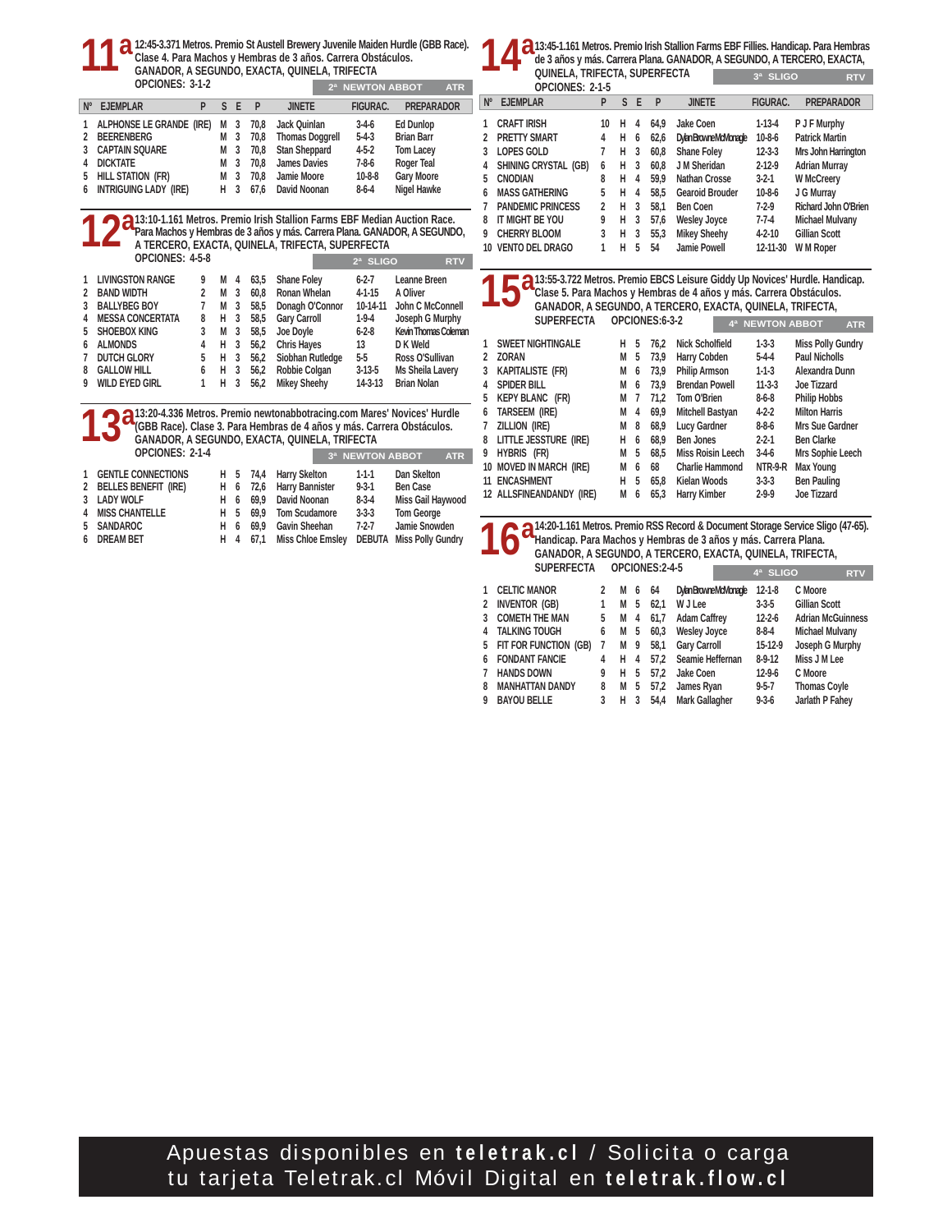## 11ª 12:45-3.371 Metros. Premio St Austell Brewery Juvenile Maiden Hurdle (GBB Race). Clase 4. Para Machos y Hembras de 3 años. Carrera Obstáculos.

GANADOR, A SEGUNDO, EXACTA, QUINELA, TRIFECTA

OPCIONES: 3-1-2

2ª NEWTON ABBOT — ATR

| Nº | EJEMPLAR | P | S | E | P | JINETE | FIGURAC. | PREPARADOR |
|---|---|---|---|---|---|---|---|---|
| 1 | ALPHONSE LE GRANDE (IRE) | | M | 3 | 70,8 | Jack Quinlan | 3-4-6 | Ed Dunlop |
| 2 | BEERENBERG | | M | 3 | 70,8 | Thomas Doggrell | 5-4-3 | Brian Barr |
| 3 | CAPTAIN SQUARE | | M | 3 | 70,8 | Stan Sheppard | 4-5-2 | Tom Lacey |
| 4 | DICKTATE | | M | 3 | 70,8 | James Davies | 7-8-6 | Roger Teal |
| 5 | HILL STATION (FR) | | M | 3 | 70,8 | Jamie Moore | 10-8-8 | Gary Moore |
| 6 | INTRIGUING LADY (IRE) | | H | 3 | 67,6 | David Noonan | 8-6-4 | Nigel Hawke |

## 12ª 13:10-1.161 Metros. Premio Irish Stallion Farms EBF Median Auction Race. Para Machos y Hembras de 3 años y más. Carrera Plana. GANADOR, A SEGUNDO, A TERCERO, EXACTA, QUINELA, TRIFECTA, SUPERFECTA

OPCIONES: 4-5-8

2ª SLIGO — RTV

| Nº | EJEMPLAR | P | S | E | P | JINETE | FIGURAC. | PREPARADOR |
|---|---|---|---|---|---|---|---|---|
| 1 | LIVINGSTON RANGE | 9 | M | 4 | 63,5 | Shane Foley | 6-2-7 | Leanne Breen |
| 2 | BAND WIDTH | 2 | M | 3 | 60,8 | Ronan Whelan | 4-1-15 | A Oliver |
| 3 | BALLYBEG BOY | 7 | M | 3 | 58,5 | Donagh O'Connor | 10-14-11 | John C McConnell |
| 4 | MESSA CONCERTATA | 8 | H | 3 | 58,5 | Gary Carroll | 1-9-4 | Joseph G Murphy |
| 5 | SHOEBOX KING | 3 | M | 3 | 58,5 | Joe Doyle | 6-2-8 | Kevin Thomas Coleman |
| 6 | ALMONDS | 4 | H | 3 | 56,2 | Chris Hayes | 13 | D K Weld |
| 7 | DUTCH GLORY | 5 | H | 3 | 56,2 | Siobhan Rutledge | 5-5 | Ross O'Sullivan |
| 8 | GALLOW HILL | 6 | H | 3 | 56,2 | Robbie Colgan | 3-13-5 | Ms Sheila Lavery |
| 9 | WILD EYED GIRL | 1 | H | 3 | 56,2 | Mikey Sheehy | 14-3-13 | Brian Nolan |

## 13ª 13:20-4.336 Metros. Premio newtonabbotracing.com Mares' Novices' Hurdle (GBB Race). Clase 3. Para Hembras de 4 años y más. Carrera Obstáculos.

GANADOR, A SEGUNDO, EXACTA, QUINELA, TRIFECTA

OPCIONES: 2-1-4

3ª NEWTON ABBOT — ATR

| Nº | EJEMPLAR | P | S | E | P | JINETE | FIGURAC. | PREPARADOR |
|---|---|---|---|---|---|---|---|---|
| 1 | GENTLE CONNECTIONS | | H | 5 | 74,4 | Harry Skelton | 1-1-1 | Dan Skelton |
| 2 | BELLES BENEFIT (IRE) | | H | 6 | 72,6 | Harry Bannister | 9-3-1 | Ben Case |
| 3 | LADY WOLF | | H | 6 | 69,9 | David Noonan | 8-3-4 | Miss Gail Haywood |
| 4 | MISS CHANTELLE | | H | 5 | 69,9 | Tom Scudamore | 3-3-3 | Tom George |
| 5 | SANDAROC | | H | 6 | 69,9 | Gavin Sheehan | 7-2-7 | Jamie Snowden |
| 6 | DREAM BET | | H | 4 | 67,1 | Miss Chloe Emsley | DEBUTA | Miss Polly Gundry |

## 14ª 13:45-1.161 Metros. Premio Irish Stallion Farms EBF Fillies. Handicap. Para Hembras de 3 años y más. Carrera Plana. GANADOR, A SEGUNDO, A TERCERO, EXACTA, QUINELA, TRIFECTA, SUPERFECTA

OPCIONES: 2-1-5

3ª SLIGO — RTV

| Nº | EJEMPLAR | P | S | E | P | JINETE | FIGURAC. | PREPARADOR |
|---|---|---|---|---|---|---|---|---|
| 1 | CRAFT IRISH | 10 | H | 4 | 64,9 | Jake Coen | 1-13-4 | P J F Murphy |
| 2 | PRETTY SMART | 4 | H | 6 | 62,6 | Dylan Browne McMonagle | 10-8-6 | Patrick Martin |
| 3 | LOPES GOLD | 7 | H | 3 | 60,8 | Shane Foley | 12-3-3 | Mrs John Harrington |
| 4 | SHINING CRYSTAL (GB) | 6 | H | 3 | 60,8 | J M Sheridan | 2-12-9 | Adrian Murray |
| 5 | CNODIAN | 8 | H | 4 | 59,9 | Nathan Crosse | 3-2-1 | W McCreery |
| 6 | MASS GATHERING | 5 | H | 4 | 58,5 | Gearoid Brouder | 10-8-6 | J G Murray |
| 7 | PANDEMIC PRINCESS | 2 | H | 3 | 58,1 | Ben Coen | 7-2-9 | Richard John O'Brien |
| 8 | IT MIGHT BE YOU | 9 | H | 3 | 57,6 | Wesley Joyce | 7-7-4 | Michael Mulvany |
| 9 | CHERRY BLOOM | 3 | H | 3 | 55,3 | Mikey Sheehy | 4-2-10 | Gillian Scott |
| 10 | VENTO DEL DRAGO | 1 | H | 5 | 54 | Jamie Powell | 12-11-30 | W M Roper |

## 15ª 13:55-3.722 Metros. Premio EBCS Leisure Giddy Up Novices' Hurdle. Handicap. Clase 5. Para Machos y Hembras de 4 años y más. Carrera Obstáculos. GANADOR, A SEGUNDO, A TERCERO, EXACTA, QUINELA, TRIFECTA, SUPERFECTA

OPCIONES:6-3-2

4ª NEWTON ABBOT — ATR

| Nº | EJEMPLAR | P | S | E | P | JINETE | FIGURAC. | PREPARADOR |
|---|---|---|---|---|---|---|---|---|
| 1 | SWEET NIGHTINGALE | | H | 5 | 76,2 | Nick Scholfield | 1-3-3 | Miss Polly Gundry |
| 2 | ZORAN | | M | 5 | 73,9 | Harry Cobden | 5-4-4 | Paul Nicholls |
| 3 | KAPITALISTE (FR) | | M | 6 | 73,9 | Philip Armson | 1-1-3 | Alexandra Dunn |
| 4 | SPIDER BILL | | M | 6 | 73,9 | Brendan Powell | 11-3-3 | Joe Tizzard |
| 5 | KEPY BLANC (FR) | | M | 7 | 71,2 | Tom O'Brien | 8-6-8 | Philip Hobbs |
| 6 | TARSEEM (IRE) | | M | 4 | 69,9 | Mitchell Bastyan | 4-2-2 | Milton Harris |
| 7 | ZILLION (IRE) | | M | 8 | 68,9 | Lucy Gardner | 8-8-6 | Mrs Sue Gardner |
| 8 | LITTLE JESSTURE (IRE) | | H | 6 | 68,9 | Ben Jones | 2-2-1 | Ben Clarke |
| 9 | HYBRIS (FR) | | M | 5 | 68,5 | Miss Roisin Leech | 3-4-6 | Mrs Sophie Leech |
| 10 | MOVED IN MARCH (IRE) | | M | 6 | 68 | Charlie Hammond | NTR-9-R | Max Young |
| 11 | ENCASHMENT | | H | 5 | 65,8 | Kielan Woods | 3-3-3 | Ben Pauling |
| 12 | ALLSFINEANDANDY (IRE) | | M | 6 | 65,3 | Harry Kimber | 2-9-9 | Joe Tizzard |

## 16ª 14:20-1.161 Metros. Premio RSS Record & Document Storage Service Sligo (47-65). Handicap. Para Machos y Hembras de 3 años y más. Carrera Plana. GANADOR, A SEGUNDO, A TERCERO, EXACTA, QUINELA, TRIFECTA, SUPERFECTA

OPCIONES:2-4-5

4ª SLIGO — RTV

| Nº | EJEMPLAR | P | S | E | P | JINETE | FIGURAC. | PREPARADOR |
|---|---|---|---|---|---|---|---|---|
| 1 | CELTIC MANOR | 2 | M | 6 | 64 | Dylan Browne McMonagle | 12-1-8 | C Moore |
| 2 | INVENTOR (GB) | 1 | M | 5 | 62,1 | W J Lee | 3-3-5 | Gillian Scott |
| 3 | COMETH THE MAN | 5 | M | 4 | 61,7 | Adam Caffrey | 12-2-6 | Adrian McGuinness |
| 4 | TALKING TOUGH | 6 | M | 5 | 60,3 | Wesley Joyce | 8-8-4 | Michael Mulvany |
| 5 | FIT FOR FUNCTION (GB) | 7 | M | 9 | 58,1 | Gary Carroll | 15-12-9 | Joseph G Murphy |
| 6 | FONDANT FANCIE | 4 | H | 4 | 57,2 | Seamie Heffernan | 8-9-12 | Miss J M Lee |
| 7 | HANDS DOWN | 9 | H | 5 | 57,2 | Jake Coen | 12-9-6 | C Moore |
| 8 | MANHATTAN DANDY | 8 | M | 5 | 57,2 | James Ryan | 9-5-7 | Thomas Coyle |
| 9 | BAYOU BELLE | 3 | H | 3 | 54,4 | Mark Gallagher | 9-3-6 | Jarlath P Fahey |

Apuestas disponibles en **teletrak.cl** / Solicita o carga tu tarjeta Teletrak.cl Móvil Digital en **teletrak.flow.cl**